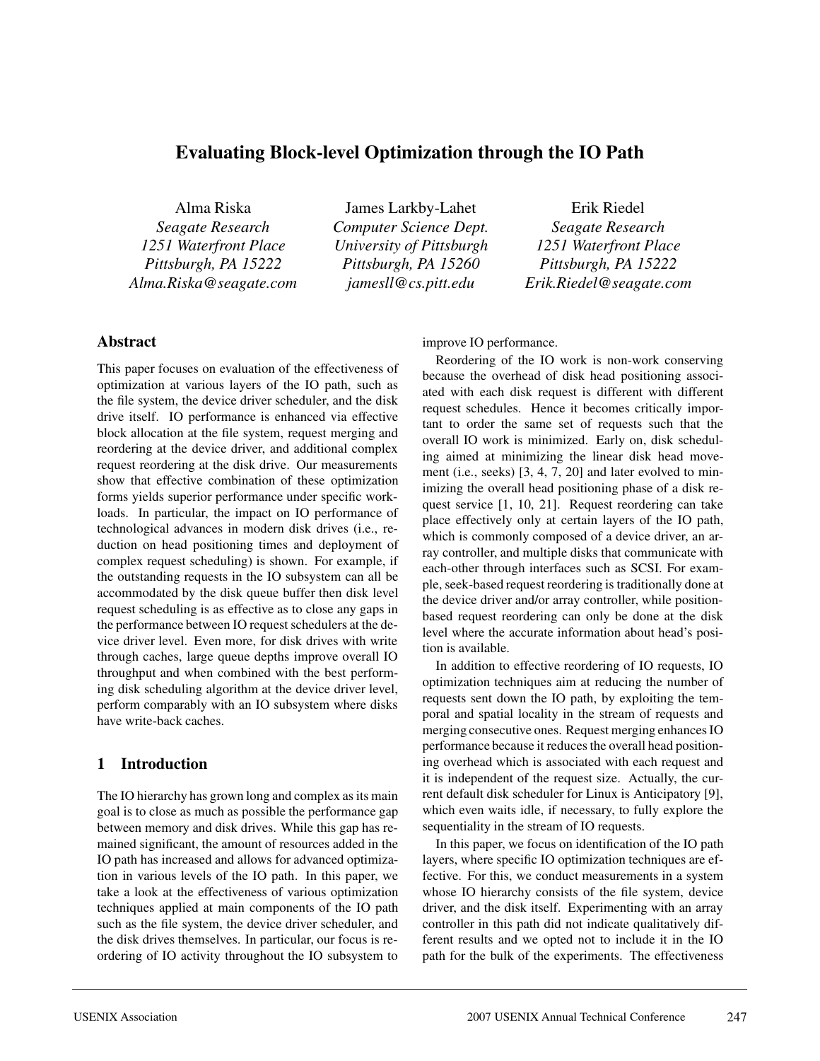# Evaluating Block-level Optimization through the IO Path

Alma Riska
*Seagate Research*
*1251 Waterfront Place*
*Pittsburgh, PA 15222*
*Alma.Riska@seagate.com*

James Larkby-Lahet
*Computer Science Dept.*
*University of Pittsburgh*
*Pittsburgh, PA 15260*
*jamesll@cs.pitt.edu*

Erik Riedel
*Seagate Research*
*1251 Waterfront Place*
*Pittsburgh, PA 15222*
*Erik.Riedel@seagate.com*

## Abstract

This paper focuses on evaluation of the effectiveness of optimization at various layers of the IO path, such as the file system, the device driver scheduler, and the disk drive itself. IO performance is enhanced via effective block allocation at the file system, request merging and reordering at the device driver, and additional complex request reordering at the disk drive. Our measurements show that effective combination of these optimization forms yields superior performance under specific workloads. In particular, the impact on IO performance of technological advances in modern disk drives (i.e., reduction on head positioning times and deployment of complex request scheduling) is shown. For example, if the outstanding requests in the IO subsystem can all be accommodated by the disk queue buffer then disk level request scheduling is as effective as to close any gaps in the performance between IO request schedulers at the device driver level. Even more, for disk drives with write through caches, large queue depths improve overall IO throughput and when combined with the best performing disk scheduling algorithm at the device driver level, perform comparably with an IO subsystem where disks have write-back caches.

## 1 Introduction

The IO hierarchy has grown long and complex as its main goal is to close as much as possible the performance gap between memory and disk drives. While this gap has remained significant, the amount of resources added in the IO path has increased and allows for advanced optimization in various levels of the IO path. In this paper, we take a look at the effectiveness of various optimization techniques applied at main components of the IO path such as the file system, the device driver scheduler, and the disk drives themselves. In particular, our focus is reordering of IO activity throughout the IO subsystem to improve IO performance.

Reordering of the IO work is non-work conserving because the overhead of disk head positioning associated with each disk request is different with different request schedules. Hence it becomes critically important to order the same set of requests such that the overall IO work is minimized. Early on, disk scheduling aimed at minimizing the linear disk head movement (i.e., seeks) [3, 4, 7, 20] and later evolved to minimizing the overall head positioning phase of a disk request service [1, 10, 21]. Request reordering can take place effectively only at certain layers of the IO path, which is commonly composed of a device driver, an array controller, and multiple disks that communicate with each-other through interfaces such as SCSI. For example, seek-based request reordering is traditionally done at the device driver and/or array controller, while position-based request reordering can only be done at the disk level where the accurate information about head's position is available.

In addition to effective reordering of IO requests, IO optimization techniques aim at reducing the number of requests sent down the IO path, by exploiting the temporal and spatial locality in the stream of requests and merging consecutive ones. Request merging enhances IO performance because it reduces the overall head positioning overhead which is associated with each request and it is independent of the request size. Actually, the current default disk scheduler for Linux is Anticipatory [9], which even waits idle, if necessary, to fully explore the sequentiality in the stream of IO requests.

In this paper, we focus on identification of the IO path layers, where specific IO optimization techniques are effective. For this, we conduct measurements in a system whose IO hierarchy consists of the file system, device driver, and the disk itself. Experimenting with an array controller in this path did not indicate qualitatively different results and we opted not to include it in the IO path for the bulk of the experiments. The effectiveness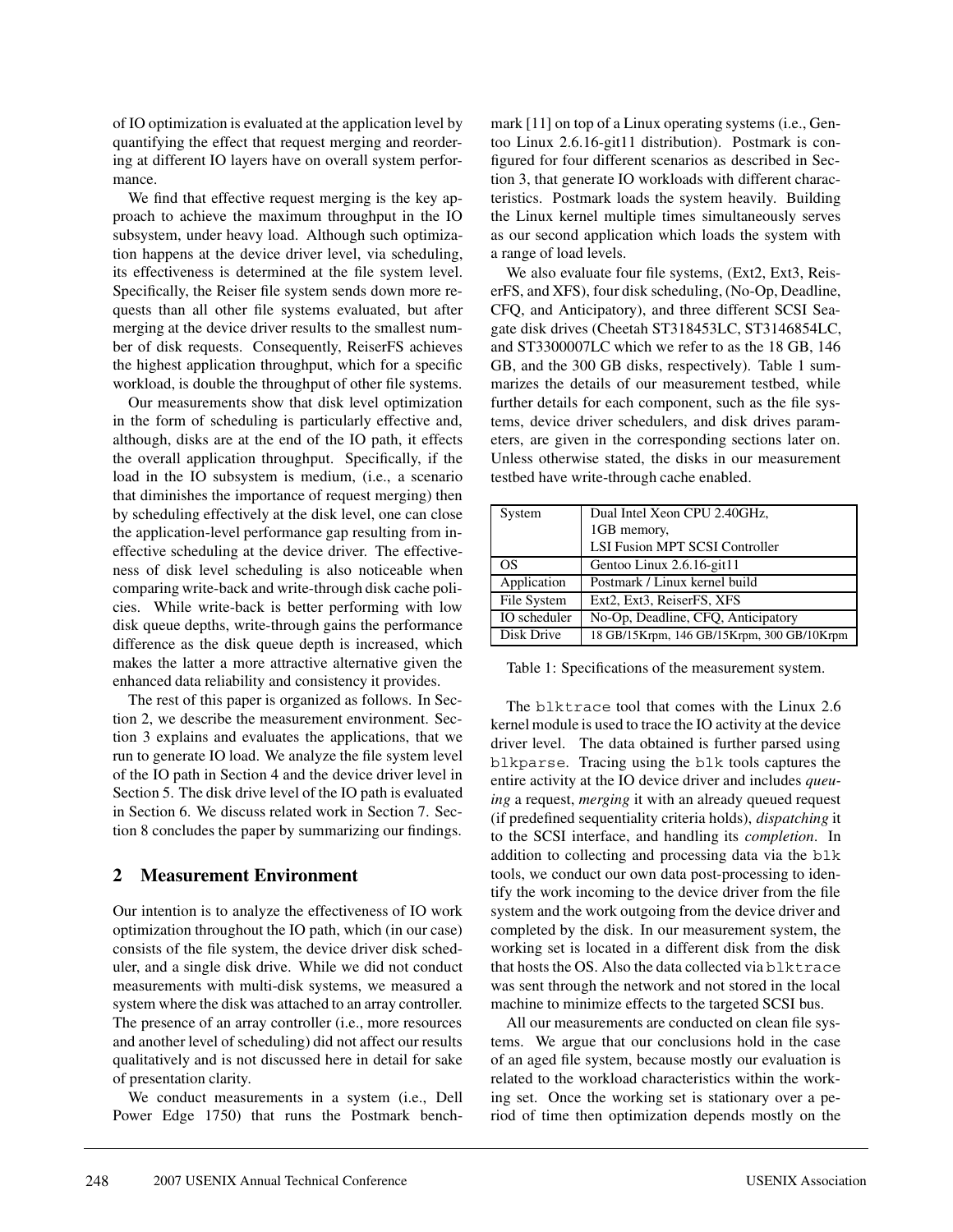of IO optimization is evaluated at the application level by quantifying the effect that request merging and reordering at different IO layers have on overall system performance.

We find that effective request merging is the key approach to achieve the maximum throughput in the IO subsystem, under heavy load. Although such optimization happens at the device driver level, via scheduling, its effectiveness is determined at the file system level. Specifically, the Reiser file system sends down more requests than all other file systems evaluated, but after merging at the device driver results to the smallest number of disk requests. Consequently, ReiserFS achieves the highest application throughput, which for a specific workload, is double the throughput of other file systems.

Our measurements show that disk level optimization in the form of scheduling is particularly effective and, although, disks are at the end of the IO path, it effects the overall application throughput. Specifically, if the load in the IO subsystem is medium, (i.e., a scenario that diminishes the importance of request merging) then by scheduling effectively at the disk level, one can close the application-level performance gap resulting from ineffective scheduling at the device driver. The effectiveness of disk level scheduling is also noticeable when comparing write-back and write-through disk cache policies. While write-back is better performing with low disk queue depths, write-through gains the performance difference as the disk queue depth is increased, which makes the latter a more attractive alternative given the enhanced data reliability and consistency it provides.

The rest of this paper is organized as follows. In Section 2, we describe the measurement environment. Section 3 explains and evaluates the applications, that we run to generate IO load. We analyze the file system level of the IO path in Section 4 and the device driver level in Section 5. The disk drive level of the IO path is evaluated in Section 6. We discuss related work in Section 7. Section 8 concludes the paper by summarizing our findings.

## 2 Measurement Environment

Our intention is to analyze the effectiveness of IO work optimization throughout the IO path, which (in our case) consists of the file system, the device driver disk scheduler, and a single disk drive. While we did not conduct measurements with multi-disk systems, we measured a system where the disk was attached to an array controller. The presence of an array controller (i.e., more resources and another level of scheduling) did not affect our results qualitatively and is not discussed here in detail for sake of presentation clarity.

We conduct measurements in a system (i.e., Dell Power Edge 1750) that runs the Postmark benchmark [11] on top of a Linux operating systems (i.e., Gentoo Linux 2.6.16-git11 distribution). Postmark is configured for four different scenarios as described in Section 3, that generate IO workloads with different characteristics. Postmark loads the system heavily. Building the Linux kernel multiple times simultaneously serves as our second application which loads the system with a range of load levels.

We also evaluate four file systems, (Ext2, Ext3, ReiserFS, and XFS), four disk scheduling, (No-Op, Deadline, CFQ, and Anticipatory), and three different SCSI Seagate disk drives (Cheetah ST318453LC, ST3146854LC, and ST3300007LC which we refer to as the 18 GB, 146 GB, and the 300 GB disks, respectively). Table 1 summarizes the details of our measurement testbed, while further details for each component, such as the file systems, device driver schedulers, and disk drives parameters, are given in the corresponding sections later on. Unless otherwise stated, the disks in our measurement testbed have write-through cache enabled.

| System | Dual Intel Xeon CPU 2.40GHz, 1GB memory, LSI Fusion MPT SCSI Controller |
|---|---|
| OS | Gentoo Linux 2.6.16-git11 |
| Application | Postmark / Linux kernel build |
| File System | Ext2, Ext3, ReiserFS, XFS |
| IO scheduler | No-Op, Deadline, CFQ, Anticipatory |
| Disk Drive | 18 GB/15Krpm, 146 GB/15Krpm, 300 GB/10Krpm |

Table 1: Specifications of the measurement system.

The `blktrace` tool that comes with the Linux 2.6 kernel module is used to trace the IO activity at the device driver level. The data obtained is further parsed using `blkparse`. Tracing using the `blk` tools captures the entire activity at the IO device driver and includes *queuing* a request, *merging* it with an already queued request (if predefined sequentiality criteria holds), *dispatching* it to the SCSI interface, and handling its *completion*. In addition to collecting and processing data via the `blk` tools, we conduct our own data post-processing to identify the work incoming to the device driver from the file system and the work outgoing from the device driver and completed by the disk. In our measurement system, the working set is located in a different disk from the disk that hosts the OS. Also the data collected via `blktrace` was sent through the network and not stored in the local machine to minimize effects to the targeted SCSI bus.

All our measurements are conducted on clean file systems. We argue that our conclusions hold in the case of an aged file system, because mostly our evaluation is related to the workload characteristics within the working set. Once the working set is stationary over a period of time then optimization depends mostly on the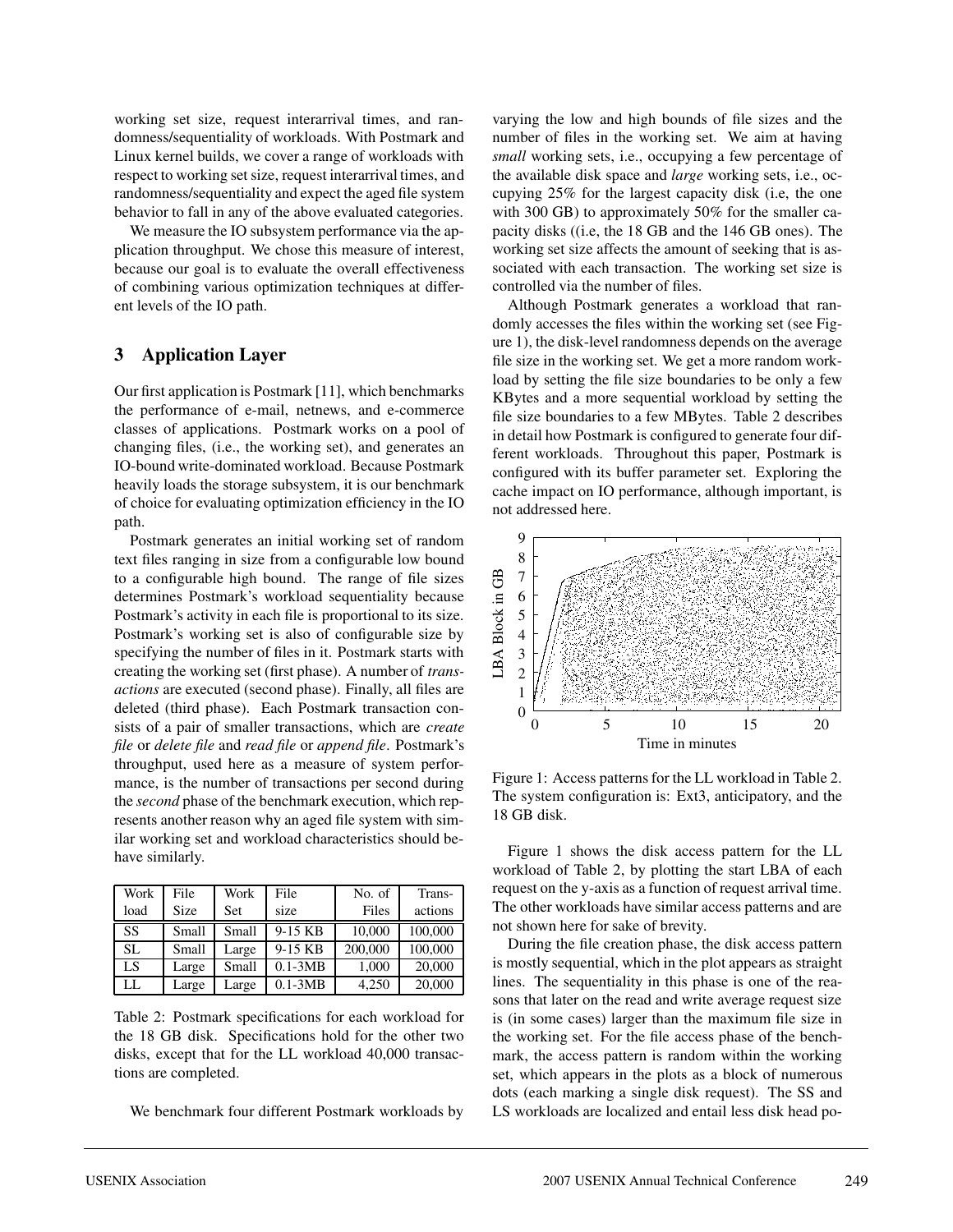working set size, request interarrival times, and randomness/sequentiality of workloads. With Postmark and Linux kernel builds, we cover a range of workloads with respect to working set size, request interarrival times, and randomness/sequentiality and expect the aged file system behavior to fall in any of the above evaluated categories.

We measure the IO subsystem performance via the application throughput. We chose this measure of interest, because our goal is to evaluate the overall effectiveness of combining various optimization techniques at different levels of the IO path.

## 3 Application Layer

Our first application is Postmark [11], which benchmarks the performance of e-mail, netnews, and e-commerce classes of applications. Postmark works on a pool of changing files, (i.e., the working set), and generates an IO-bound write-dominated workload. Because Postmark heavily loads the storage subsystem, it is our benchmark of choice for evaluating optimization efficiency in the IO path.

Postmark generates an initial working set of random text files ranging in size from a configurable low bound to a configurable high bound. The range of file sizes determines Postmark's workload sequentiality because Postmark's activity in each file is proportional to its size. Postmark's working set is also of configurable size by specifying the number of files in it. Postmark starts with creating the working set (first phase). A number of *transactions* are executed (second phase). Finally, all files are deleted (third phase). Each Postmark transaction consists of a pair of smaller transactions, which are *create file* or *delete file* and *read file* or *append file*. Postmark's throughput, used here as a measure of system performance, is the number of transactions per second during the *second* phase of the benchmark execution, which represents another reason why an aged file system with similar working set and workload characteristics should behave similarly.

| Work load | File Size | Work Set | File size | No. of Files | Trans-actions |
|---|---|---|---|---|---|
| SS | Small | Small | 9-15 KB | 10,000 | 100,000 |
| SL | Small | Large | 9-15 KB | 200,000 | 100,000 |
| LS | Large | Small | 0.1-3MB | 1,000 | 20,000 |
| LL | Large | Large | 0.1-3MB | 4,250 | 20,000 |

Table 2: Postmark specifications for each workload for the 18 GB disk. Specifications hold for the other two disks, except that for the LL workload 40,000 transactions are completed.

We benchmark four different Postmark workloads by varying the low and high bounds of file sizes and the number of files in the working set. We aim at having *small* working sets, i.e., occupying a few percentage of the available disk space and *large* working sets, i.e., occupying 25% for the largest capacity disk (i.e, the one with 300 GB) to approximately 50% for the smaller capacity disks ((i.e, the 18 GB and the 146 GB ones). The working set size affects the amount of seeking that is associated with each transaction. The working set size is controlled via the number of files.

Although Postmark generates a workload that randomly accesses the files within the working set (see Figure 1), the disk-level randomness depends on the average file size in the working set. We get a more random workload by setting the file size boundaries to be only a few KBytes and a more sequential workload by setting the file size boundaries to a few MBytes. Table 2 describes in detail how Postmark is configured to generate four different workloads. Throughout this paper, Postmark is configured with its buffer parameter set. Exploring the cache impact on IO performance, although important, is not addressed here.

Figure 1: Access patterns for the LL workload in Table 2. The system configuration is: Ext3, anticipatory, and the 18 GB disk.

Figure 1 shows the disk access pattern for the LL workload of Table 2, by plotting the start LBA of each request on the y-axis as a function of request arrival time. The other workloads have similar access patterns and are not shown here for sake of brevity.

During the file creation phase, the disk access pattern is mostly sequential, which in the plot appears as straight lines. The sequentiality in this phase is one of the reasons that later on the read and write average request size is (in some cases) larger than the maximum file size in the working set. For the file access phase of the benchmark, the access pattern is random within the working set, which appears in the plots as a block of numerous dots (each marking a single disk request). The SS and LS workloads are localized and entail less disk head po-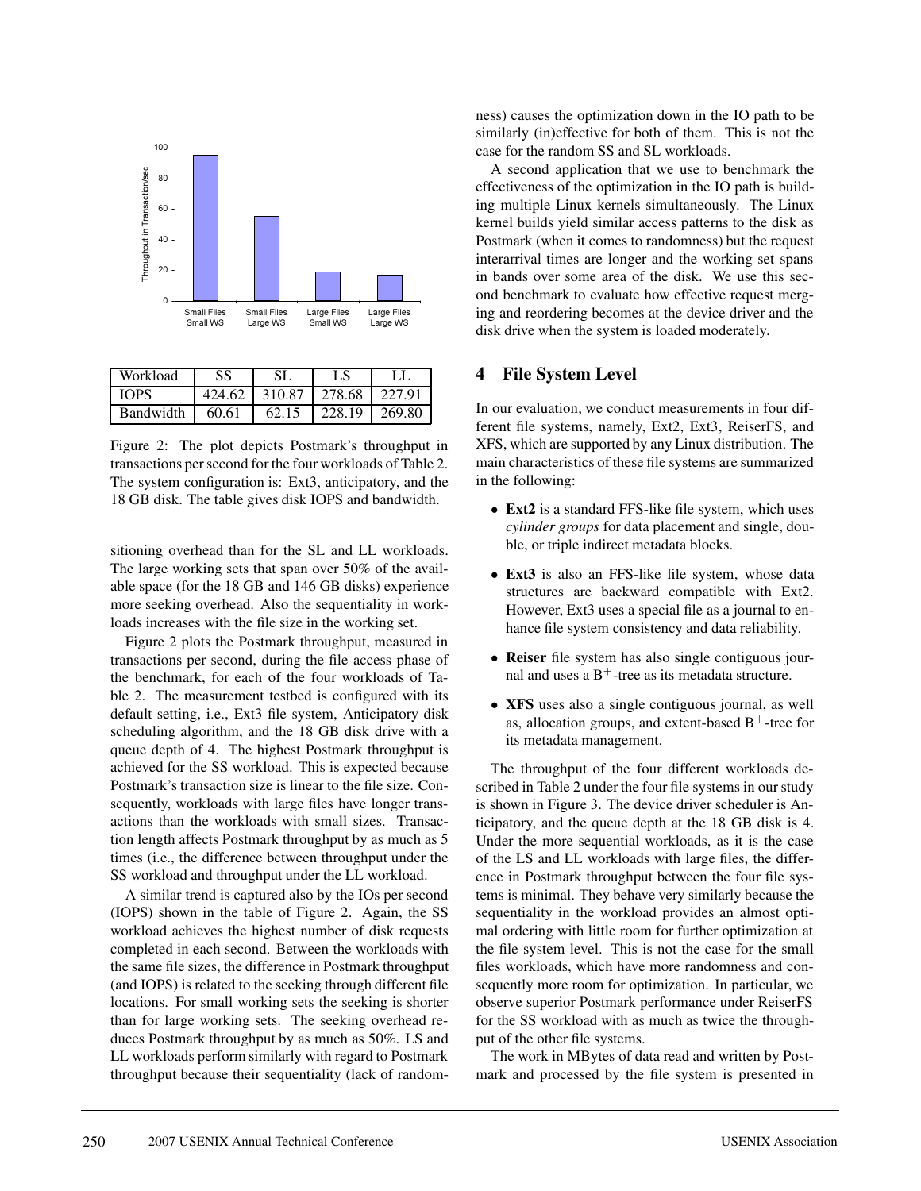| Workload | SS | SL | LS | LL |
|---|---|---|---|---|
| IOPS | 424.62 | 310.87 | 278.68 | 227.91 |
| Bandwidth | 60.61 | 62.15 | 228.19 | 269.80 |

Figure 2: The plot depicts Postmark's throughput in transactions per second for the four workloads of Table 2. The system configuration is: Ext3, anticipatory, and the 18 GB disk. The table gives disk IOPS and bandwidth.

sitioning overhead than for the SL and LL workloads. The large working sets that span over 50% of the available space (for the 18 GB and 146 GB disks) experience more seeking overhead. Also the sequentiality in workloads increases with the file size in the working set.

Figure 2 plots the Postmark throughput, measured in transactions per second, during the file access phase of the benchmark, for each of the four workloads of Table 2. The measurement testbed is configured with its default setting, i.e., Ext3 file system, Anticipatory disk scheduling algorithm, and the 18 GB disk drive with a queue depth of 4. The highest Postmark throughput is achieved for the SS workload. This is expected because Postmark's transaction size is linear to the file size. Consequently, workloads with large files have longer transactions than the workloads with small sizes. Transaction length affects Postmark throughput by as much as 5 times (i.e., the difference between throughput under the SS workload and throughput under the LL workload.

A similar trend is captured also by the IOs per second (IOPS) shown in the table of Figure 2. Again, the SS workload achieves the highest number of disk requests completed in each second. Between the workloads with the same file sizes, the difference in Postmark throughput (and IOPS) is related to the seeking through different file locations. For small working sets the seeking is shorter than for large working sets. The seeking overhead reduces Postmark throughput by as much as 50%. LS and LL workloads perform similarly with regard to Postmark throughput because their sequentiality (lack of randomness) causes the optimization down in the IO path to be similarly (in)effective for both of them. This is not the case for the random SS and SL workloads.

A second application that we use to benchmark the effectiveness of the optimization in the IO path is building multiple Linux kernels simultaneously. The Linux kernel builds yield similar access patterns to the disk as Postmark (when it comes to randomness) but the request interarrival times are longer and the working set spans in bands over some area of the disk. We use this second benchmark to evaluate how effective request merging and reordering becomes at the device driver and the disk drive when the system is loaded moderately.

## 4 File System Level

In our evaluation, we conduct measurements in four different file systems, namely, Ext2, Ext3, ReiserFS, and XFS, which are supported by any Linux distribution. The main characteristics of these file systems are summarized in the following:

- **Ext2** is a standard FFS-like file system, which uses *cylinder groups* for data placement and single, double, or triple indirect metadata blocks.
- **Ext3** is also an FFS-like file system, whose data structures are backward compatible with Ext2. However, Ext3 uses a special file as a journal to enhance file system consistency and data reliability.
- **Reiser** file system has also single contiguous journal and uses a $B^+$-tree as its metadata structure.
- **XFS** uses also a single contiguous journal, as well as, allocation groups, and extent-based $B^+$-tree for its metadata management.

The throughput of the four different workloads described in Table 2 under the four file systems in our study is shown in Figure 3. The device driver scheduler is Anticipatory, and the queue depth at the 18 GB disk is 4. Under the more sequential workloads, as it is the case of the LS and LL workloads with large files, the difference in Postmark throughput between the four file systems is minimal. They behave very similarly because the sequentiality in the workload provides an almost optimal ordering with little room for further optimization at the file system level. This is not the case for the small files workloads, which have more randomness and consequently more room for optimization. In particular, we observe superior Postmark performance under ReiserFS for the SS workload with as much as twice the throughput of the other file systems.

The work in MBytes of data read and written by Postmark and processed by the file system is presented in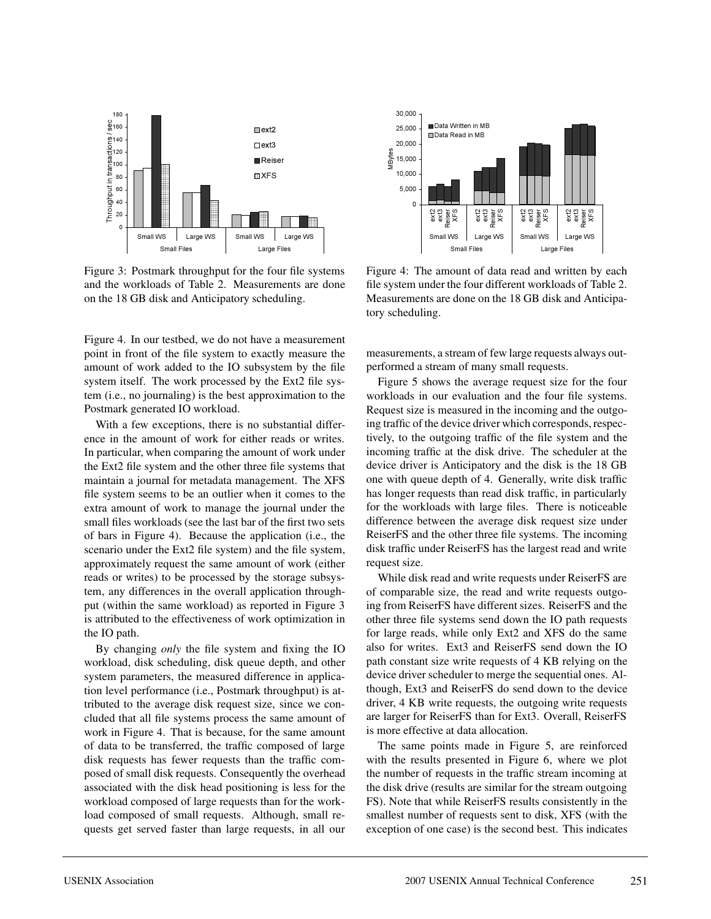Figure 3: Postmark throughput for the four file systems and the workloads of Table 2. Measurements are done on the 18 GB disk and Anticipatory scheduling.

Figure 4: The amount of data read and written by each file system under the four different workloads of Table 2. Measurements are done on the 18 GB disk and Anticipatory scheduling.

Figure 4. In our testbed, we do not have a measurement point in front of the file system to exactly measure the amount of work added to the IO subsystem by the file system itself. The work processed by the Ext2 file system (i.e., no journaling) is the best approximation to the Postmark generated IO workload.

With a few exceptions, there is no substantial difference in the amount of work for either reads or writes. In particular, when comparing the amount of work under the Ext2 file system and the other three file systems that maintain a journal for metadata management. The XFS file system seems to be an outlier when it comes to the extra amount of work to manage the journal under the small files workloads (see the last bar of the first two sets of bars in Figure 4). Because the application (i.e., the scenario under the Ext2 file system) and the file system, approximately request the same amount of work (either reads or writes) to be processed by the storage subsystem, any differences in the overall application throughput (within the same workload) as reported in Figure 3 is attributed to the effectiveness of work optimization in the IO path.

By changing *only* the file system and fixing the IO workload, disk scheduling, disk queue depth, and other system parameters, the measured difference in application level performance (i.e., Postmark throughput) is attributed to the average disk request size, since we concluded that all file systems process the same amount of work in Figure 4. That is because, for the same amount of data to be transferred, the traffic composed of large disk requests has fewer requests than the traffic composed of small disk requests. Consequently the overhead associated with the disk head positioning is less for the workload composed of large requests than for the workload composed of small requests. Although, small requests get served faster than large requests, in all our measurements, a stream of few large requests always outperformed a stream of many small requests.

Figure 5 shows the average request size for the four workloads in our evaluation and the four file systems. Request size is measured in the incoming and the outgoing traffic of the device driver which corresponds, respectively, to the outgoing traffic of the file system and the incoming traffic at the disk drive. The scheduler at the device driver is Anticipatory and the disk is the 18 GB one with queue depth of 4. Generally, write disk traffic has longer requests than read disk traffic, in particularly for the workloads with large files. There is noticeable difference between the average disk request size under ReiserFS and the other three file systems. The incoming disk traffic under ReiserFS has the largest read and write request size.

While disk read and write requests under ReiserFS are of comparable size, the read and write requests outgoing from ReiserFS have different sizes. ReiserFS and the other three file systems send down the IO path requests for large reads, while only Ext2 and XFS do the same also for writes. Ext3 and ReiserFS send down the IO path constant size write requests of 4 KB relying on the device driver scheduler to merge the sequential ones. Although, Ext3 and ReiserFS do send down to the device driver, 4 KB write requests, the outgoing write requests are larger for ReiserFS than for Ext3. Overall, ReiserFS is more effective at data allocation.

The same points made in Figure 5, are reinforced with the results presented in Figure 6, where we plot the number of requests in the traffic stream incoming at the disk drive (results are similar for the stream outgoing FS). Note that while ReiserFS results consistently in the smallest number of requests sent to disk, XFS (with the exception of one case) is the second best. This indicates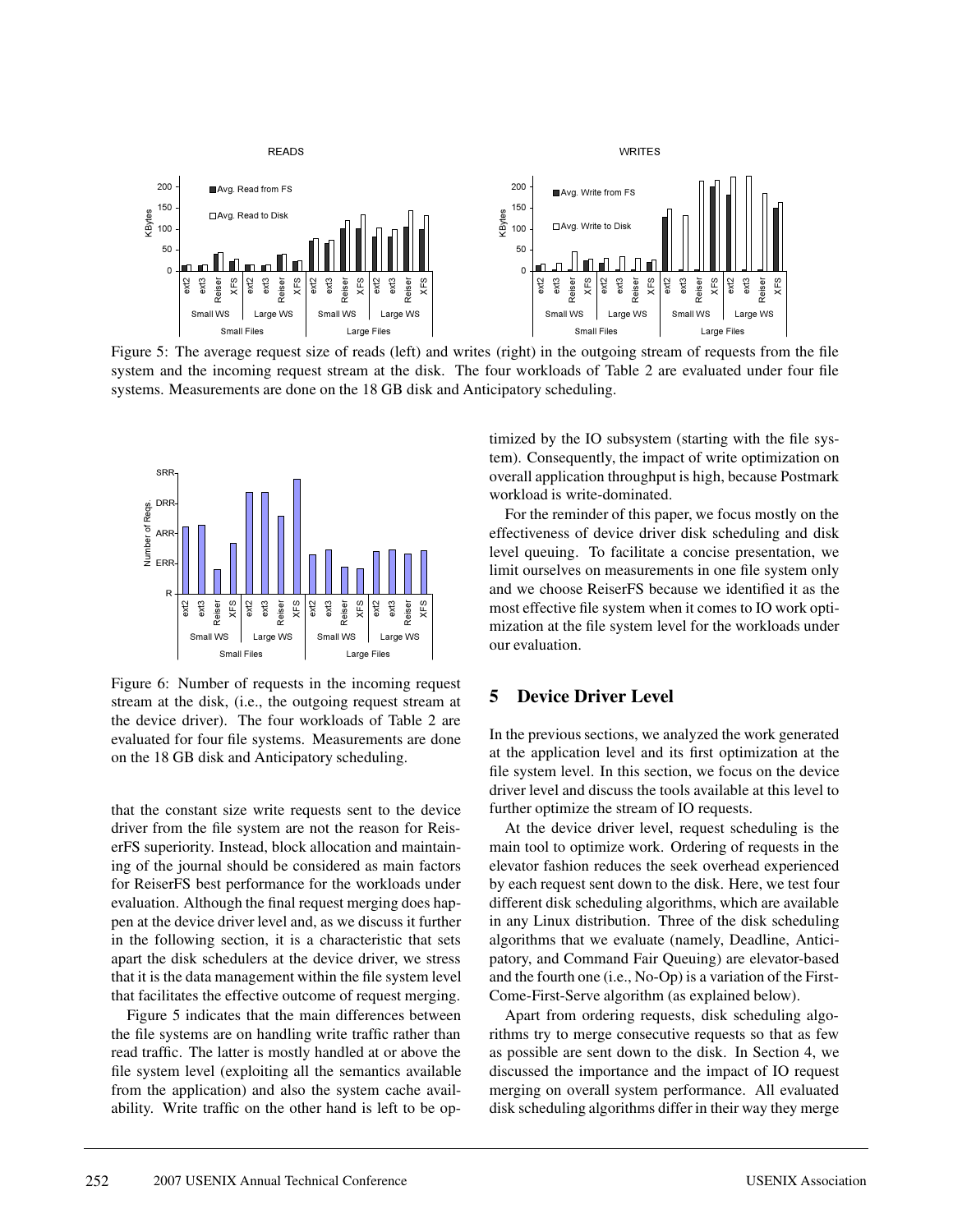Figure 5: The average request size of reads (left) and writes (right) in the outgoing stream of requests from the file system and the incoming request stream at the disk. The four workloads of Table 2 are evaluated under four file systems. Measurements are done on the 18 GB disk and Anticipatory scheduling.

Figure 6: Number of requests in the incoming request stream at the disk, (i.e., the outgoing request stream at the device driver). The four workloads of Table 2 are evaluated for four file systems. Measurements are done on the 18 GB disk and Anticipatory scheduling.

that the constant size write requests sent to the device driver from the file system are not the reason for ReiserFS superiority. Instead, block allocation and maintaining of the journal should be considered as main factors for ReiserFS best performance for the workloads under evaluation. Although the final request merging does happen at the device driver level and, as we discuss it further in the following section, it is a characteristic that sets apart the disk schedulers at the device driver, we stress that it is the data management within the file system level that facilitates the effective outcome of request merging.

Figure 5 indicates that the main differences between the file systems are on handling write traffic rather than read traffic. The latter is mostly handled at or above the file system level (exploiting all the semantics available from the application) and also the system cache availability. Write traffic on the other hand is left to be optimized by the IO subsystem (starting with the file system). Consequently, the impact of write optimization on overall application throughput is high, because Postmark workload is write-dominated.

For the reminder of this paper, we focus mostly on the effectiveness of device driver disk scheduling and disk level queuing. To facilitate a concise presentation, we limit ourselves on measurements in one file system only and we choose ReiserFS because we identified it as the most effective file system when it comes to IO work optimization at the file system level for the workloads under our evaluation.

## 5 Device Driver Level

In the previous sections, we analyzed the work generated at the application level and its first optimization at the file system level. In this section, we focus on the device driver level and discuss the tools available at this level to further optimize the stream of IO requests.

At the device driver level, request scheduling is the main tool to optimize work. Ordering of requests in the elevator fashion reduces the seek overhead experienced by each request sent down to the disk. Here, we test four different disk scheduling algorithms, which are available in any Linux distribution. Three of the disk scheduling algorithms that we evaluate (namely, Deadline, Anticipatory, and Command Fair Queuing) are elevator-based and the fourth one (i.e., No-Op) is a variation of the First-Come-First-Serve algorithm (as explained below).

Apart from ordering requests, disk scheduling algorithms try to merge consecutive requests so that as few as possible are sent down to the disk. In Section 4, we discussed the importance and the impact of IO request merging on overall system performance. All evaluated disk scheduling algorithms differ in their way they merge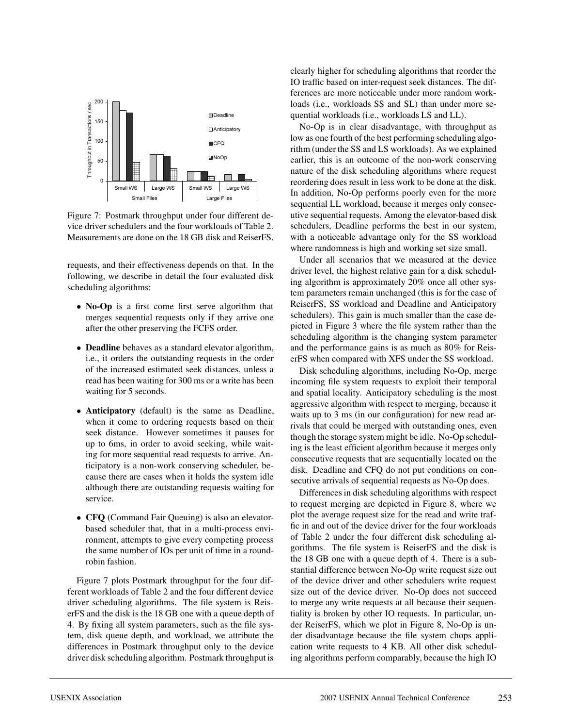Figure 7: Postmark throughput under four different device driver schedulers and the four workloads of Table 2. Measurements are done on the 18 GB disk and ReiserFS.

requests, and their effectiveness depends on that. In the following, we describe in detail the four evaluated disk scheduling algorithms:

- **No-Op** is a first come first serve algorithm that merges sequential requests only if they arrive one after the other preserving the FCFS order.
- **Deadline** behaves as a standard elevator algorithm, i.e., it orders the outstanding requests in the order of the increased estimated seek distances, unless a read has been waiting for 300 ms or a write has been waiting for 5 seconds.
- **Anticipatory** (default) is the same as Deadline, when it come to ordering requests based on their seek distance. However sometimes it pauses for up to 6ms, in order to avoid seeking, while waiting for more sequential read requests to arrive. Anticipatory is a non-work conserving scheduler, because there are cases when it holds the system idle although there are outstanding requests waiting for service.
- **CFQ** (Command Fair Queuing) is also an elevator-based scheduler that, that in a multi-process environment, attempts to give every competing process the same number of IOs per unit of time in a round-robin fashion.

Figure 7 plots Postmark throughput for the four different workloads of Table 2 and the four different device driver scheduling algorithms. The file system is ReiserFS and the disk is the 18 GB one with a queue depth of 4. By fixing all system parameters, such as the file system, disk queue depth, and workload, we attribute the differences in Postmark throughput only to the device driver disk scheduling algorithm. Postmark throughput is clearly higher for scheduling algorithms that reorder the IO traffic based on inter-request seek distances. The differences are more noticeable under more random workloads (i.e., workloads SS and SL) than under more sequential workloads (i.e., workloads LS and LL).

No-Op is in clear disadvantage, with throughput as low as one fourth of the best performing scheduling algorithm (under the SS and LS workloads). As we explained earlier, this is an outcome of the non-work conserving nature of the disk scheduling algorithms where request reordering does result in less work to be done at the disk. In addition, No-Op performs poorly even for the more sequential LL workload, because it merges only consecutive sequential requests. Among the elevator-based disk schedulers, Deadline performs the best in our system, with a noticeable advantage only for the SS workload where randomness is high and working set size small.

Under all scenarios that we measured at the device driver level, the highest relative gain for a disk scheduling algorithm is approximately 20% once all other system parameters remain unchanged (this is for the case of ReiserFS, SS workload and Deadline and Anticipatory schedulers). This gain is much smaller than the case depicted in Figure 3 where the file system rather than the scheduling algorithm is the changing system parameter and the performance gains is as much as 80% for ReiserFS when compared with XFS under the SS workload.

Disk scheduling algorithms, including No-Op, merge incoming file system requests to exploit their temporal and spatial locality. Anticipatory scheduling is the most aggressive algorithm with respect to merging, because it waits up to 3 ms (in our configuration) for new read arrivals that could be merged with outstanding ones, even though the storage system might be idle. No-Op scheduling is the least efficient algorithm because it merges only consecutive requests that are sequentially located on the disk. Deadline and CFQ do not put conditions on consecutive arrivals of sequential requests as No-Op does.

Differences in disk scheduling algorithms with respect to request merging are depicted in Figure 8, where we plot the average request size for the read and write traffic in and out of the device driver for the four workloads of Table 2 under the four different disk scheduling algorithms. The file system is ReiserFS and the disk is the 18 GB one with a queue depth of 4. There is a substantial difference between No-Op write request size out of the device driver and other schedulers write request size out of the device driver. No-Op does not succeed to merge any write requests at all because their sequentiality is broken by other IO requests. In particular, under ReiserFS, which we plot in Figure 8, No-Op is under disadvantage because the file system chops application write requests to 4 KB. All other disk scheduling algorithms perform comparably, because the high IO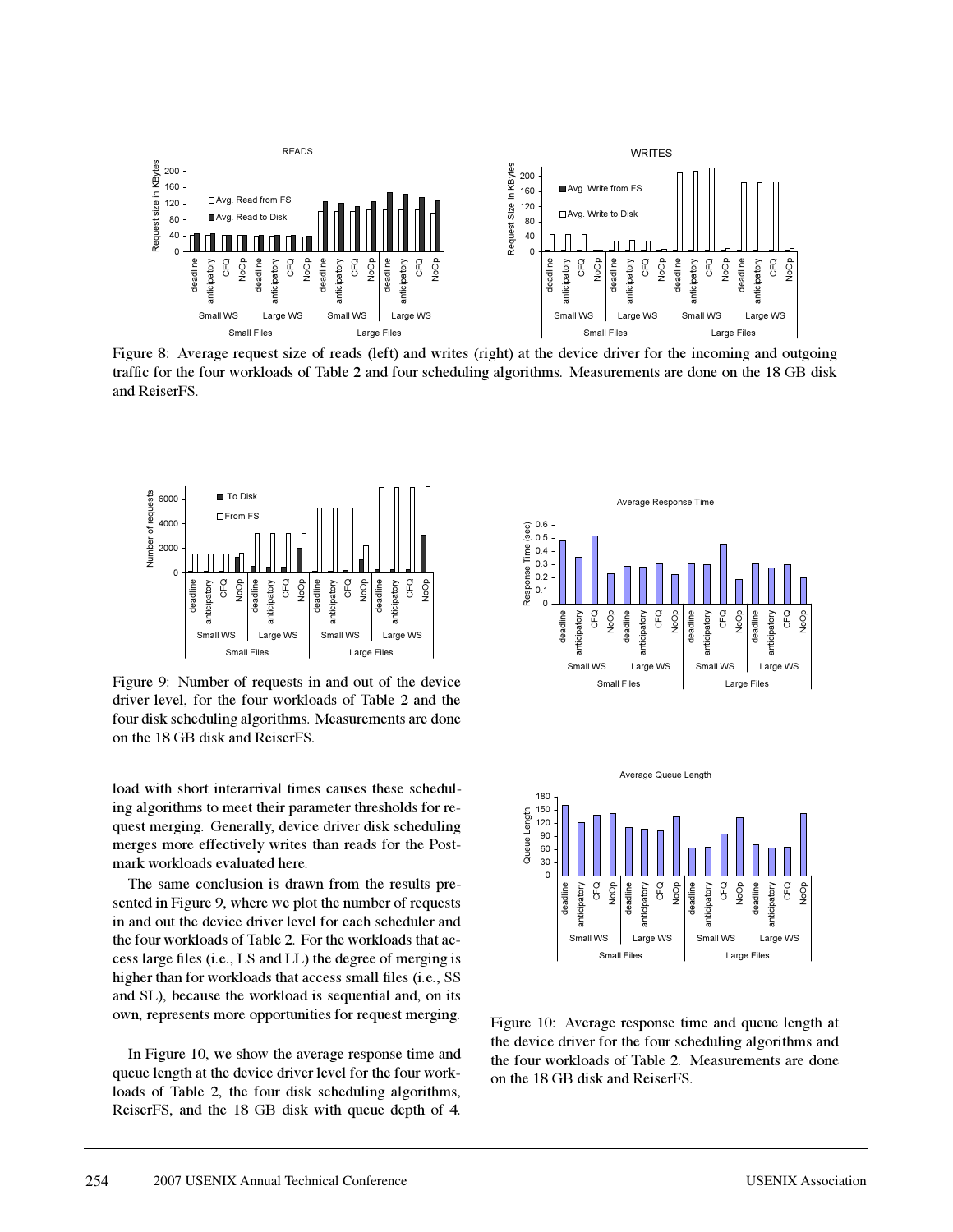Figure 8: Average request size of reads (left) and writes (right) at the device driver for the incoming and outgoing traffic for the four workloads of Table 2 and four scheduling algorithms. Measurements are done on the 18 GB disk and ReiserFS.

Figure 9: Number of requests in and out of the device driver level, for the four workloads of Table 2 and the four disk scheduling algorithms. Measurements are done on the 18 GB disk and ReiserFS.

load with short interarrival times causes these scheduling algorithms to meet their parameter thresholds for request merging. Generally, device driver disk scheduling merges more effectively writes than reads for the Postmark workloads evaluated here.

The same conclusion is drawn from the results presented in Figure 9, where we plot the number of requests in and out the device driver level for each scheduler and the four workloads of Table 2. For the workloads that access large files (i.e., LS and LL) the degree of merging is higher than for workloads that access small files (i.e., SS and SL), because the workload is sequential and, on its own, represents more opportunities for request merging.

In Figure 10, we show the average response time and queue length at the device driver level for the four workloads of Table 2, the four disk scheduling algorithms, ReiserFS, and the 18 GB disk with queue depth of 4.

Figure 10: Average response time and queue length at the device driver for the four scheduling algorithms and the four workloads of Table 2. Measurements are done on the 18 GB disk and ReiserFS.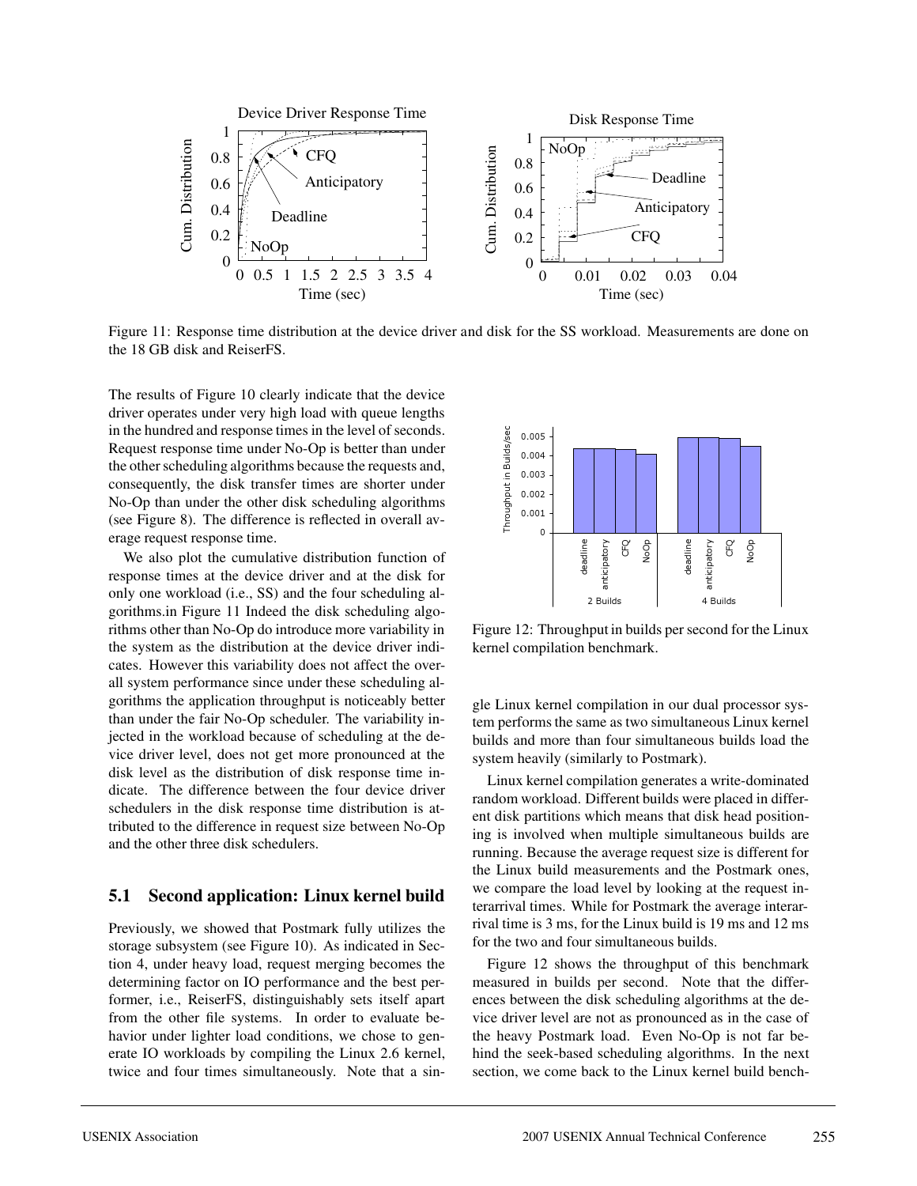Figure 11: Response time distribution at the device driver and disk for the SS workload. Measurements are done on the 18 GB disk and ReiserFS.

The results of Figure 10 clearly indicate that the device driver operates under very high load with queue lengths in the hundred and response times in the level of seconds. Request response time under No-Op is better than under the other scheduling algorithms because the requests and, consequently, the disk transfer times are shorter under No-Op than under the other disk scheduling algorithms (see Figure 8). The difference is reflected in overall average request response time.

We also plot the cumulative distribution function of response times at the device driver and at the disk for only one workload (i.e., SS) and the four scheduling algorithms.in Figure 11 Indeed the disk scheduling algorithms other than No-Op do introduce more variability in the system as the distribution at the device driver indicates. However this variability does not affect the overall system performance since under these scheduling algorithms the application throughput is noticeably better than under the fair No-Op scheduler. The variability injected in the workload because of scheduling at the device driver level, does not get more pronounced at the disk level as the distribution of disk response time indicate. The difference between the four device driver schedulers in the disk response time distribution is attributed to the difference in request size between No-Op and the other three disk schedulers.

## 5.1 Second application: Linux kernel build

Previously, we showed that Postmark fully utilizes the storage subsystem (see Figure 10). As indicated in Section 4, under heavy load, request merging becomes the determining factor on IO performance and the best performer, i.e., ReiserFS, distinguishably sets itself apart from the other file systems. In order to evaluate behavior under lighter load conditions, we chose to generate IO workloads by compiling the Linux 2.6 kernel, twice and four times simultaneously. Note that a single Linux kernel compilation in our dual processor system performs the same as two simultaneous Linux kernel builds and more than four simultaneous builds load the system heavily (similarly to Postmark).

Figure 12: Throughput in builds per second for the Linux kernel compilation benchmark.

Linux kernel compilation generates a write-dominated random workload. Different builds were placed in different disk partitions which means that disk head positioning is involved when multiple simultaneous builds are running. Because the average request size is different for the Linux build measurements and the Postmark ones, we compare the load level by looking at the request interarrival times. While for Postmark the average interarrival time is 3 ms, for the Linux build is 19 ms and 12 ms for the two and four simultaneous builds.

Figure 12 shows the throughput of this benchmark measured in builds per second. Note that the differences between the disk scheduling algorithms at the device driver level are not as pronounced as in the case of the heavy Postmark load. Even No-Op is not far behind the seek-based scheduling algorithms. In the next section, we come back to the Linux kernel build bench-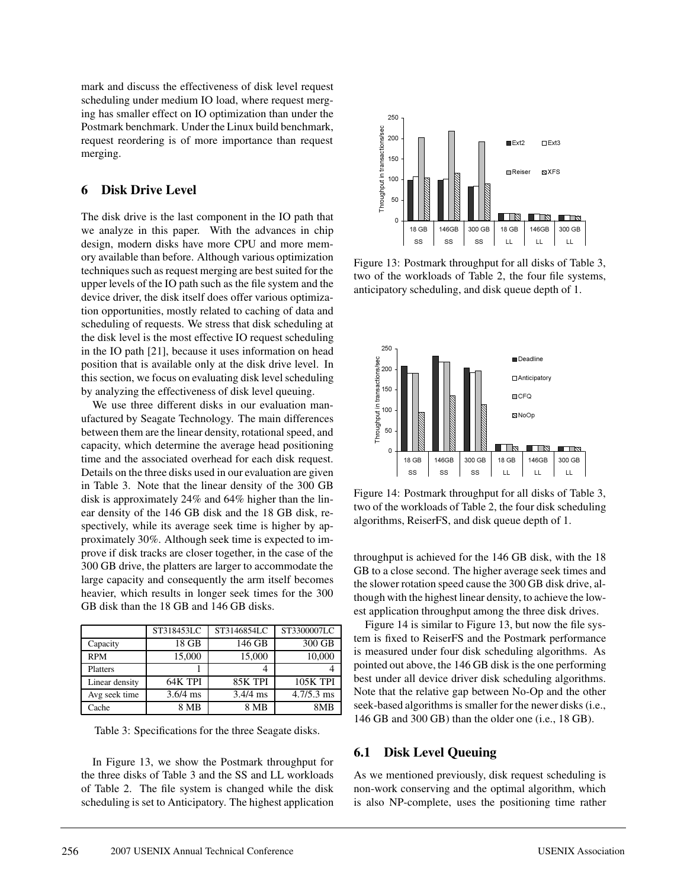mark and discuss the effectiveness of disk level request scheduling under medium IO load, where request merging has smaller effect on IO optimization than under the Postmark benchmark. Under the Linux build benchmark, request reordering is of more importance than request merging.

## 6 Disk Drive Level

The disk drive is the last component in the IO path that we analyze in this paper. With the advances in chip design, modern disks have more CPU and more memory available than before. Although various optimization techniques such as request merging are best suited for the upper levels of the IO path such as the file system and the device driver, the disk itself does offer various optimization opportunities, mostly related to caching of data and scheduling of requests. We stress that disk scheduling at the disk level is the most effective IO request scheduling in the IO path [21], because it uses information on head position that is available only at the disk drive level. In this section, we focus on evaluating disk level scheduling by analyzing the effectiveness of disk level queuing.

We use three different disks in our evaluation manufactured by Seagate Technology. The main differences between them are the linear density, rotational speed, and capacity, which determine the average head positioning time and the associated overhead for each disk request. Details on the three disks used in our evaluation are given in Table 3. Note that the linear density of the 300 GB disk is approximately 24% and 64% higher than the linear density of the 146 GB disk and the 18 GB disk, respectively, while its average seek time is higher by approximately 30%. Although seek time is expected to improve if disk tracks are closer together, in the case of the 300 GB drive, the platters are larger to accommodate the large capacity and consequently the arm itself becomes heavier, which results in longer seek times for the 300 GB disk than the 18 GB and 146 GB disks.

| | ST318453LC | ST3146854LC | ST3300007LC |
|---|---|---|---|
| Capacity | 18 GB | 146 GB | 300 GB |
| RPM | 15,000 | 15,000 | 10,000 |
| Platters | 1 | 4 | 4 |
| Linear density | 64K TPI | 85K TPI | 105K TPI |
| Avg seek time | 3.6/4 ms | 3.4/4 ms | 4.7/5.3 ms |
| Cache | 8 MB | 8 MB | 8MB |

Table 3: Specifications for the three Seagate disks.

In Figure 13, we show the Postmark throughput for the three disks of Table 3 and the SS and LL workloads of Table 2. The file system is changed while the disk scheduling is set to Anticipatory. The highest application throughput is achieved for the 146 GB disk, with the 18 GB to a close second. The higher average seek times and the slower rotation speed cause the 300 GB disk drive, although with the highest linear density, to achieve the lowest application throughput among the three disk drives.

Figure 13: Postmark throughput for all disks of Table 3, two of the workloads of Table 2, the four file systems, anticipatory scheduling, and disk queue depth of 1.

Figure 14: Postmark throughput for all disks of Table 3, two of the workloads of Table 2, the four disk scheduling algorithms, ReiserFS, and disk queue depth of 1.

Figure 14 is similar to Figure 13, but now the file system is fixed to ReiserFS and the Postmark performance is measured under four disk scheduling algorithms. As pointed out above, the 146 GB disk is the one performing best under all device driver disk scheduling algorithms. Note that the relative gap between No-Op and the other seek-based algorithms is smaller for the newer disks (i.e., 146 GB and 300 GB) than the older one (i.e., 18 GB).

### 6.1 Disk Level Queuing

As we mentioned previously, disk request scheduling is non-work conserving and the optimal algorithm, which is also NP-complete, uses the positioning time rather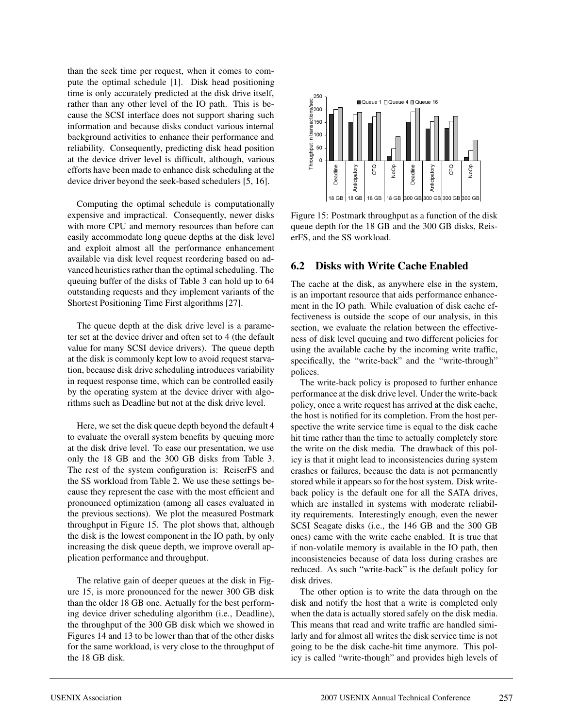than the seek time per request, when it comes to compute the optimal schedule [1]. Disk head positioning time is only accurately predicted at the disk drive itself, rather than any other level of the IO path. This is because the SCSI interface does not support sharing such information and because disks conduct various internal background activities to enhance their performance and reliability. Consequently, predicting disk head position at the device driver level is difficult, although, various efforts have been made to enhance disk scheduling at the device driver beyond the seek-based schedulers [5, 16].

Computing the optimal schedule is computationally expensive and impractical. Consequently, newer disks with more CPU and memory resources than before can easily accommodate long queue depths at the disk level and exploit almost all the performance enhancement available via disk level request reordering based on advanced heuristics rather than the optimal scheduling. The queuing buffer of the disks of Table 3 can hold up to 64 outstanding requests and they implement variants of the Shortest Positioning Time First algorithms [27].

The queue depth at the disk drive level is a parameter set at the device driver and often set to 4 (the default value for many SCSI device drivers). The queue depth at the disk is commonly kept low to avoid request starvation, because disk drive scheduling introduces variability in request response time, which can be controlled easily by the operating system at the device driver with algorithms such as Deadline but not at the disk drive level.

Here, we set the disk queue depth beyond the default 4 to evaluate the overall system benefits by queuing more at the disk drive level. To ease our presentation, we use only the 18 GB and the 300 GB disks from Table 3. The rest of the system configuration is: ReiserFS and the SS workload from Table 2. We use these settings because they represent the case with the most efficient and pronounced optimization (among all cases evaluated in the previous sections). We plot the measured Postmark throughput in Figure 15. The plot shows that, although the disk is the lowest component in the IO path, by only increasing the disk queue depth, we improve overall application performance and throughput.

The relative gain of deeper queues at the disk in Figure 15, is more pronounced for the newer 300 GB disk than the older 18 GB one. Actually for the best performing device driver scheduling algorithm (i.e., Deadline), the throughput of the 300 GB disk which we showed in Figures 14 and 13 to be lower than that of the other disks for the same workload, is very close to the throughput of the 18 GB disk.

Figure 15: Postmark throughput as a function of the disk queue depth for the 18 GB and the 300 GB disks, ReiserFS, and the SS workload.

## 6.2 Disks with Write Cache Enabled

The cache at the disk, as anywhere else in the system, is an important resource that aids performance enhancement in the IO path. While evaluation of disk cache effectiveness is outside the scope of our analysis, in this section, we evaluate the relation between the effectiveness of disk level queuing and two different policies for using the available cache by the incoming write traffic, specifically, the "write-back" and the "write-through" polices.

The write-back policy is proposed to further enhance performance at the disk drive level. Under the write-back policy, once a write request has arrived at the disk cache, the host is notified for its completion. From the host perspective the write service time is equal to the disk cache hit time rather than the time to actually completely store the write on the disk media. The drawback of this policy is that it might lead to inconsistencies during system crashes or failures, because the data is not permanently stored while it appears so for the host system. Disk write-back policy is the default one for all the SATA drives, which are installed in systems with moderate reliability requirements. Interestingly enough, even the newer SCSI Seagate disks (i.e., the 146 GB and the 300 GB ones) came with the write cache enabled. It is true that if non-volatile memory is available in the IO path, then inconsistencies because of data loss during crashes are reduced. As such "write-back" is the default policy for disk drives.

The other option is to write the data through on the disk and notify the host that a write is completed only when the data is actually stored safely on the disk media. This means that read and write traffic are handled similarly and for almost all writes the disk service time is not going to be the disk cache-hit time anymore. This policy is called "write-though" and provides high levels of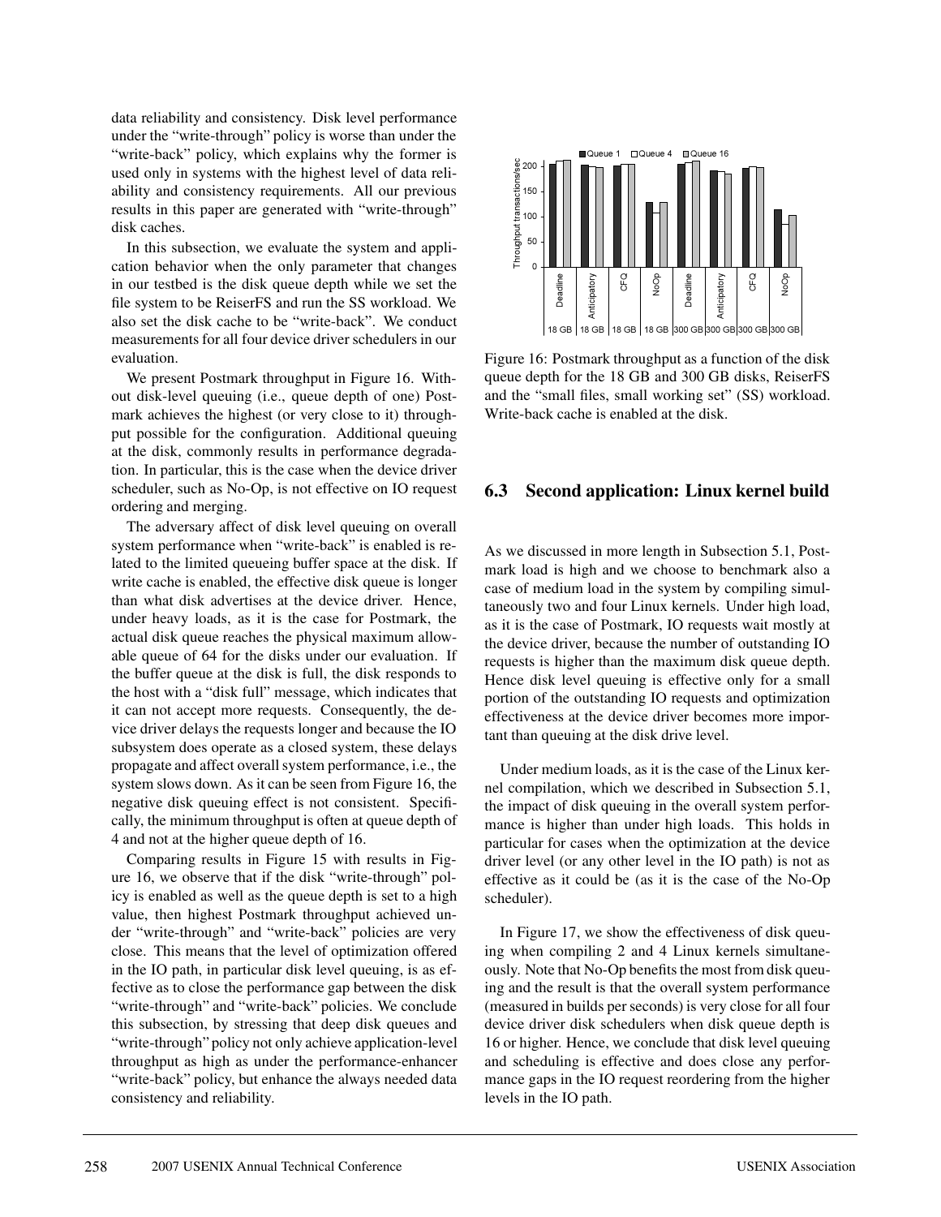data reliability and consistency. Disk level performance under the "write-through" policy is worse than under the "write-back" policy, which explains why the former is used only in systems with the highest level of data reliability and consistency requirements. All our previous results in this paper are generated with "write-through" disk caches.

In this subsection, we evaluate the system and application behavior when the only parameter that changes in our testbed is the disk queue depth while we set the file system to be ReiserFS and run the SS workload. We also set the disk cache to be "write-back". We conduct measurements for all four device driver schedulers in our evaluation.

We present Postmark throughput in Figure 16. Without disk-level queuing (i.e., queue depth of one) Postmark achieves the highest (or very close to it) throughput possible for the configuration. Additional queuing at the disk, commonly results in performance degradation. In particular, this is the case when the device driver scheduler, such as No-Op, is not effective on IO request ordering and merging.

The adversary affect of disk level queuing on overall system performance when "write-back" is enabled is related to the limited queueing buffer space at the disk. If write cache is enabled, the effective disk queue is longer than what disk advertises at the device driver. Hence, under heavy loads, as it is the case for Postmark, the actual disk queue reaches the physical maximum allowable queue of 64 for the disks under our evaluation. If the buffer queue at the disk is full, the disk responds to the host with a "disk full" message, which indicates that it can not accept more requests. Consequently, the device driver delays the requests longer and because the IO subsystem does operate as a closed system, these delays propagate and affect overall system performance, i.e., the system slows down. As it can be seen from Figure 16, the negative disk queuing effect is not consistent. Specifically, the minimum throughput is often at queue depth of 4 and not at the higher queue depth of 16.

Comparing results in Figure 15 with results in Figure 16, we observe that if the disk "write-through" policy is enabled as well as the queue depth is set to a high value, then highest Postmark throughput achieved under "write-through" and "write-back" policies are very close. This means that the level of optimization offered in the IO path, in particular disk level queuing, is as effective as to close the performance gap between the disk "write-through" and "write-back" policies. We conclude this subsection, by stressing that deep disk queues and "write-through" policy not only achieve application-level throughput as high as under the performance-enhancer "write-back" policy, but enhance the always needed data consistency and reliability.

Figure 16: Postmark throughput as a function of the disk queue depth for the 18 GB and 300 GB disks, ReiserFS and the "small files, small working set" (SS) workload. Write-back cache is enabled at the disk.

## 6.3 Second application: Linux kernel build

As we discussed in more length in Subsection 5.1, Postmark load is high and we choose to benchmark also a case of medium load in the system by compiling simultaneously two and four Linux kernels. Under high load, as it is the case of Postmark, IO requests wait mostly at the device driver, because the number of outstanding IO requests is higher than the maximum disk queue depth. Hence disk level queuing is effective only for a small portion of the outstanding IO requests and optimization effectiveness at the device driver becomes more important than queuing at the disk drive level.

Under medium loads, as it is the case of the Linux kernel compilation, which we described in Subsection 5.1, the impact of disk queuing in the overall system performance is higher than under high loads. This holds in particular for cases when the optimization at the device driver level (or any other level in the IO path) is not as effective as it could be (as it is the case of the No-Op scheduler).

In Figure 17, we show the effectiveness of disk queuing when compiling 2 and 4 Linux kernels simultaneously. Note that No-Op benefits the most from disk queuing and the result is that the overall system performance (measured in builds per seconds) is very close for all four device driver disk schedulers when disk queue depth is 16 or higher. Hence, we conclude that disk level queuing and scheduling is effective and does close any performance gaps in the IO request reordering from the higher levels in the IO path.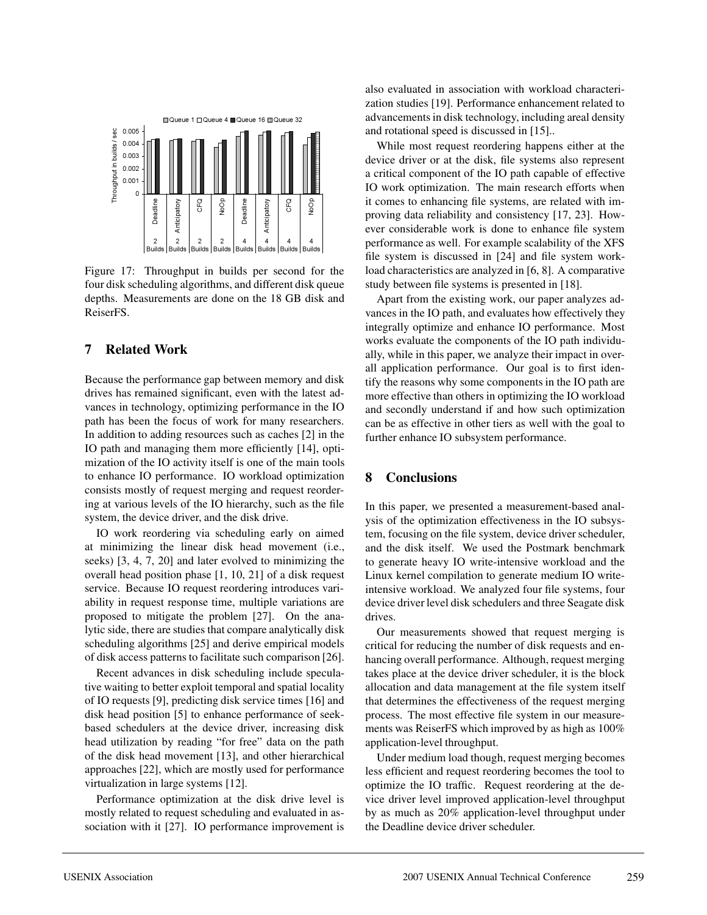Figure 17: Throughput in builds per second for the four disk scheduling algorithms, and different disk queue depths. Measurements are done on the 18 GB disk and ReiserFS.

## 7 Related Work

Because the performance gap between memory and disk drives has remained significant, even with the latest advances in technology, optimizing performance in the IO path has been the focus of work for many researchers. In addition to adding resources such as caches [2] in the IO path and managing them more efficiently [14], optimization of the IO activity itself is one of the main tools to enhance IO performance. IO workload optimization consists mostly of request merging and request reordering at various levels of the IO hierarchy, such as the file system, the device driver, and the disk drive.

IO work reordering via scheduling early on aimed at minimizing the linear disk head movement (i.e., seeks) [3, 4, 7, 20] and later evolved to minimizing the overall head position phase [1, 10, 21] of a disk request service. Because IO request reordering introduces variability in request response time, multiple variations are proposed to mitigate the problem [27]. On the analytic side, there are studies that compare analytically disk scheduling algorithms [25] and derive empirical models of disk access patterns to facilitate such comparison [26].

Recent advances in disk scheduling include speculative waiting to better exploit temporal and spatial locality of IO requests [9], predicting disk service times [16] and disk head position [5] to enhance performance of seek-based schedulers at the device driver, increasing disk head utilization by reading "for free" data on the path of the disk head movement [13], and other hierarchical approaches [22], which are mostly used for performance virtualization in large systems [12].

Performance optimization at the disk drive level is mostly related to request scheduling and evaluated in association with it [27]. IO performance improvement is also evaluated in association with workload characterization studies [19]. Performance enhancement related to advancements in disk technology, including areal density and rotational speed is discussed in [15]..

While most request reordering happens either at the device driver or at the disk, file systems also represent a critical component of the IO path capable of effective IO work optimization. The main research efforts when it comes to enhancing file systems, are related with improving data reliability and consistency [17, 23]. However considerable work is done to enhance file system performance as well. For example scalability of the XFS file system is discussed in [24] and file system workload characteristics are analyzed in [6, 8]. A comparative study between file systems is presented in [18].

Apart from the existing work, our paper analyzes advances in the IO path, and evaluates how effectively they integrally optimize and enhance IO performance. Most works evaluate the components of the IO path individually, while in this paper, we analyze their impact in overall application performance. Our goal is to first identify the reasons why some components in the IO path are more effective than others in optimizing the IO workload and secondly understand if and how such optimization can be as effective in other tiers as well with the goal to further enhance IO subsystem performance.

## 8 Conclusions

In this paper, we presented a measurement-based analysis of the optimization effectiveness in the IO subsystem, focusing on the file system, device driver scheduler, and the disk itself. We used the Postmark benchmark to generate heavy IO write-intensive workload and the Linux kernel compilation to generate medium IO write-intensive workload. We analyzed four file systems, four device driver level disk schedulers and three Seagate disk drives.

Our measurements showed that request merging is critical for reducing the number of disk requests and enhancing overall performance. Although, request merging takes place at the device driver scheduler, it is the block allocation and data management at the file system itself that determines the effectiveness of the request merging process. The most effective file system in our measurements was ReiserFS which improved by as high as 100% application-level throughput.

Under medium load though, request merging becomes less efficient and request reordering becomes the tool to optimize the IO traffic. Request reordering at the device driver level improved application-level throughput by as much as 20% application-level throughput under the Deadline device driver scheduler.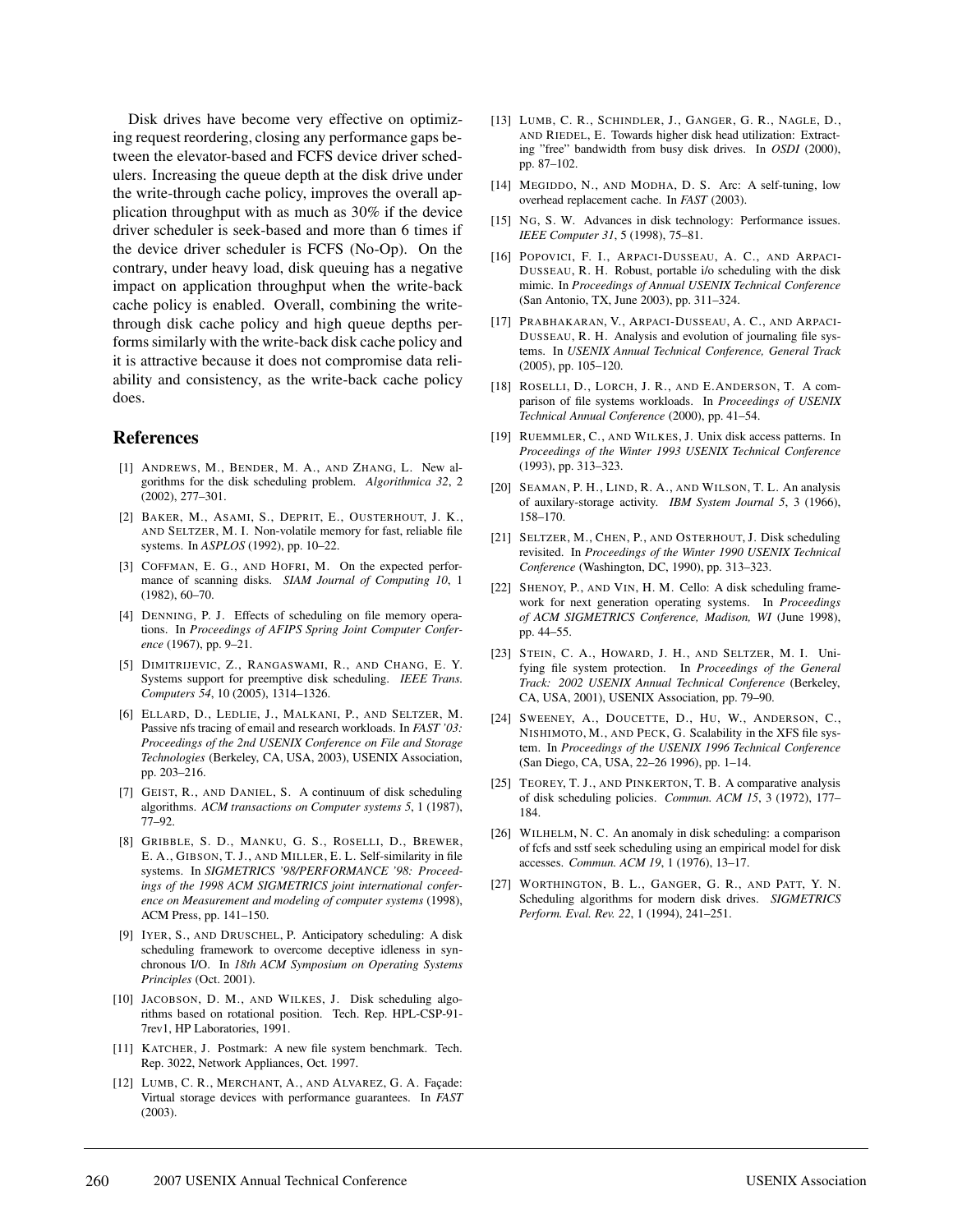Disk drives have become very effective on optimizing request reordering, closing any performance gaps between the elevator-based and FCFS device driver schedulers. Increasing the queue depth at the disk drive under the write-through cache policy, improves the overall application throughput with as much as 30% if the device driver scheduler is seek-based and more than 6 times if the device driver scheduler is FCFS (No-Op). On the contrary, under heavy load, disk queuing has a negative impact on application throughput when the write-back cache policy is enabled. Overall, combining the write-through disk cache policy and high queue depths performs similarly with the write-back disk cache policy and it is attractive because it does not compromise data reliability and consistency, as the write-back cache policy does.

## References

[1] ANDREWS, M., BENDER, M. A., AND ZHANG, L. New algorithms for the disk scheduling problem. *Algorithmica 32*, 2 (2002), 277–301.

[2] BAKER, M., ASAMI, S., DEPRIT, E., OUSTERHOUT, J. K., AND SELTZER, M. I. Non-volatile memory for fast, reliable file systems. In *ASPLOS* (1992), pp. 10–22.

[3] COFFMAN, E. G., AND HOFRI, M. On the expected performance of scanning disks. *SIAM Journal of Computing 10*, 1 (1982), 60–70.

[4] DENNING, P. J. Effects of scheduling on file memory operations. In *Proceedings of AFIPS Spring Joint Computer Conference* (1967), pp. 9–21.

[5] DIMITRIJEVIC, Z., RANGASWAMI, R., AND CHANG, E. Y. Systems support for preemptive disk scheduling. *IEEE Trans. Computers 54*, 10 (2005), 1314–1326.

[6] ELLARD, D., LEDLIE, J., MALKANI, P., AND SELTZER, M. Passive nfs tracing of email and research workloads. In *FAST '03: Proceedings of the 2nd USENIX Conference on File and Storage Technologies* (Berkeley, CA, USA, 2003), USENIX Association, pp. 203–216.

[7] GEIST, R., AND DANIEL, S. A continuum of disk scheduling algorithms. *ACM transactions on Computer systems 5*, 1 (1987), 77–92.

[8] GRIBBLE, S. D., MANKU, G. S., ROSELLI, D., BREWER, E. A., GIBSON, T. J., AND MILLER, E. L. Self-similarity in file systems. In *SIGMETRICS '98/PERFORMANCE '98: Proceedings of the 1998 ACM SIGMETRICS joint international conference on Measurement and modeling of computer systems* (1998), ACM Press, pp. 141–150.

[9] IYER, S., AND DRUSCHEL, P. Anticipatory scheduling: A disk scheduling framework to overcome deceptive idleness in synchronous I/O. In *18th ACM Symposium on Operating Systems Principles* (Oct. 2001).

[10] JACOBSON, D. M., AND WILKES, J. Disk scheduling algorithms based on rotational position. Tech. Rep. HPL-CSP-91-7rev1, HP Laboratories, 1991.

[11] KATCHER, J. Postmark: A new file system benchmark. Tech. Rep. 3022, Network Appliances, Oct. 1997.

[12] LUMB, C. R., MERCHANT, A., AND ALVAREZ, G. A. Façade: Virtual storage devices with performance guarantees. In *FAST* (2003).

[13] LUMB, C. R., SCHINDLER, J., GANGER, G. R., NAGLE, D., AND RIEDEL, E. Towards higher disk head utilization: Extracting "free" bandwidth from busy disk drives. In *OSDI* (2000), pp. 87–102.

[14] MEGIDDO, N., AND MODHA, D. S. Arc: A self-tuning, low overhead replacement cache. In *FAST* (2003).

[15] NG, S. W. Advances in disk technology: Performance issues. *IEEE Computer 31*, 5 (1998), 75–81.

[16] POPOVICI, F. I., ARPACI-DUSSEAU, A. C., AND ARPACI-DUSSEAU, R. H. Robust, portable i/o scheduling with the disk mimic. In *Proceedings of Annual USENIX Technical Conference* (San Antonio, TX, June 2003), pp. 311–324.

[17] PRABHAKARAN, V., ARPACI-DUSSEAU, A. C., AND ARPACI-DUSSEAU, R. H. Analysis and evolution of journaling file systems. In *USENIX Annual Technical Conference, General Track* (2005), pp. 105–120.

[18] ROSELLI, D., LORCH, J. R., AND E.ANDERSON, T. A comparison of file systems workloads. In *Proceedings of USENIX Technical Annual Conference* (2000), pp. 41–54.

[19] RUEMMLER, C., AND WILKES, J. Unix disk access patterns. In *Proceedings of the Winter 1993 USENIX Technical Conference* (1993), pp. 313–323.

[20] SEAMAN, P. H., LIND, R. A., AND WILSON, T. L. An analysis of auxilary-storage activity. *IBM System Journal 5*, 3 (1966), 158–170.

[21] SELTZER, M., CHEN, P., AND OSTERHOUT, J. Disk scheduling revisited. In *Proceedings of the Winter 1990 USENIX Technical Conference* (Washington, DC, 1990), pp. 313–323.

[22] SHENOY, P., AND VIN, H. M. Cello: A disk scheduling framework for next generation operating systems. In *Proceedings of ACM SIGMETRICS Conference, Madison, WI* (June 1998), pp. 44–55.

[23] STEIN, C. A., HOWARD, J. H., AND SELTZER, M. I. Unifying file system protection. In *Proceedings of the General Track: 2002 USENIX Annual Technical Conference* (Berkeley, CA, USA, 2001), USENIX Association, pp. 79–90.

[24] SWEENEY, A., DOUCETTE, D., HU, W., ANDERSON, C., NISHIMOTO, M., AND PECK, G. Scalability in the XFS file system. In *Proceedings of the USENIX 1996 Technical Conference* (San Diego, CA, USA, 22–26 1996), pp. 1–14.

[25] TEOREY, T. J., AND PINKERTON, T. B. A comparative analysis of disk scheduling policies. *Commun. ACM 15*, 3 (1972), 177–184.

[26] WILHELM, N. C. An anomaly in disk scheduling: a comparison of fcfs and sstf seek scheduling using an empirical model for disk accesses. *Commun. ACM 19*, 1 (1976), 13–17.

[27] WORTHINGTON, B. L., GANGER, G. R., AND PATT, Y. N. Scheduling algorithms for modern disk drives. *SIGMETRICS Perform. Eval. Rev. 22*, 1 (1994), 241–251.